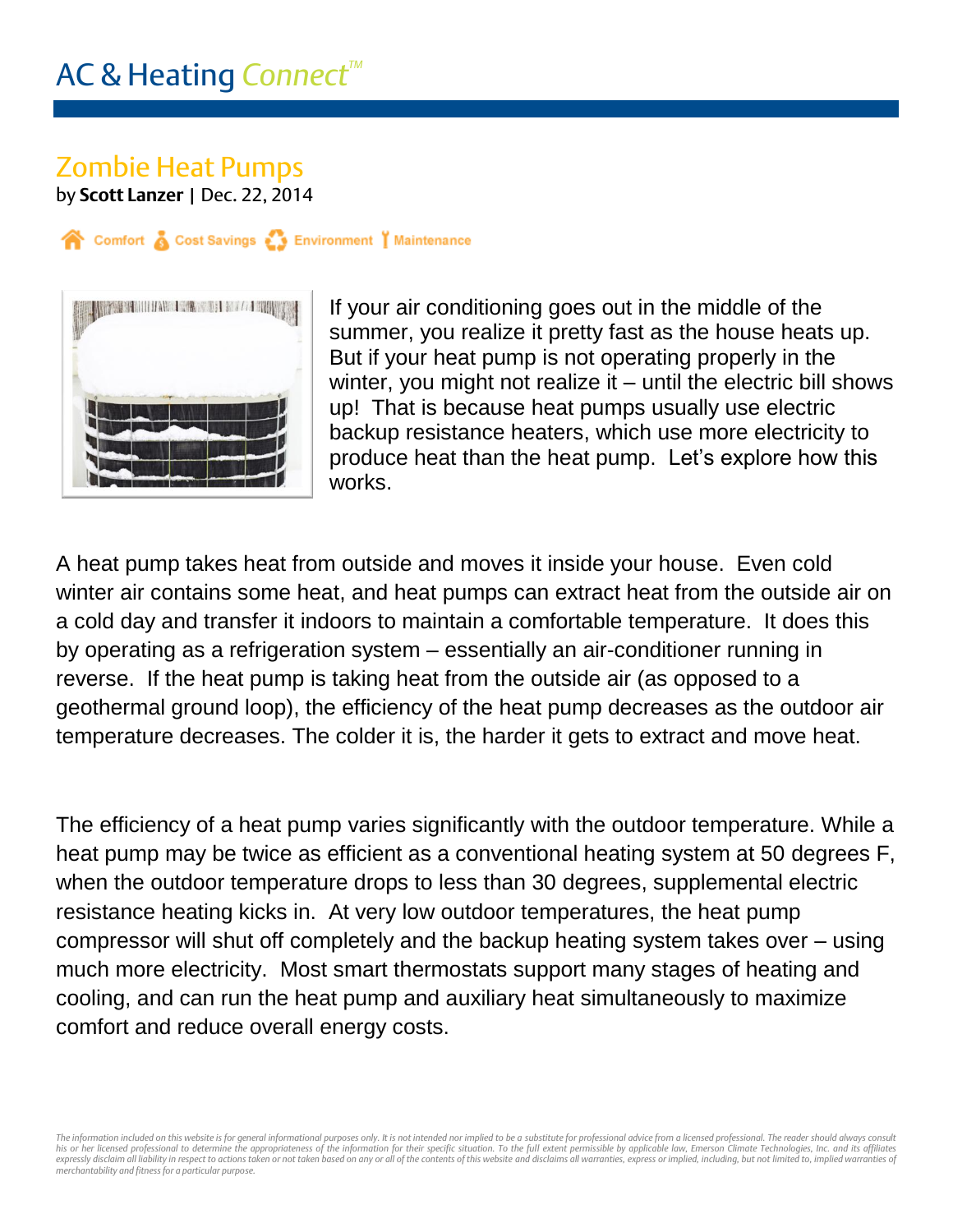AC & Heating Connect™

# Zombie Heat Pumps

by **Scott Lanzer** | Dec. 22, 2014

Comfort Cost Savings Environment Maintenance

If your air conditioning goes out in the middle of the summer, you realize it pretty fast as the house heats up. But if your heat pump is not operating properly in the winter, you might not realize it – until the electric bill shows up! That is because heat pumps usually use electric backup resistance heaters, which use more electricity to produce heat than the heat pump. Let's explore how this works.

A heat pump takes heat from outside and moves it inside your house. Even cold winter air contains some heat, and heat pumps can extract heat from the outside air on a cold day and transfer it indoors to maintain a comfortable temperature. It does this by operating as a refrigeration system – essentially an air-conditioner running in reverse. If the heat pump is taking heat from the outside air (as opposed to a geothermal ground loop), the efficiency of the heat pump decreases as the outdoor air temperature decreases. The colder it is, the harder it gets to extract and move heat.

The efficiency of a heat pump varies significantly with the outdoor temperature. While a heat pump may be twice as efficient as a conventional heating system at 50 degrees F, when the outdoor temperature drops to less than 30 degrees, supplemental electric resistance heating kicks in. At very low outdoor temperatures, the heat pump compressor will shut off completely and the backup heating system takes over – using much more electricity. Most smart thermostats support many stages of heating and cooling, and can run the heat pump and auxiliary heat simultaneously to maximize comfort and reduce overall energy costs.

*The information included on this website is for general informational purposes only. It is not intended nor implied to be a substitute for professional advice from a licensed professional. The reader should always consult his or her licensed professional to determine the appropriateness of the information for their specific situation. To the full extent permissible by applicable law, Emerson Climate Technologies, Inc. and its affiliates expressly disclaim all liability in respect to actions taken or not taken based on any or all of the contents of this website and disclaims all warranties, express or implied, including, but not limited to, implied warranties of merchantability and fitness for a particular purpose.*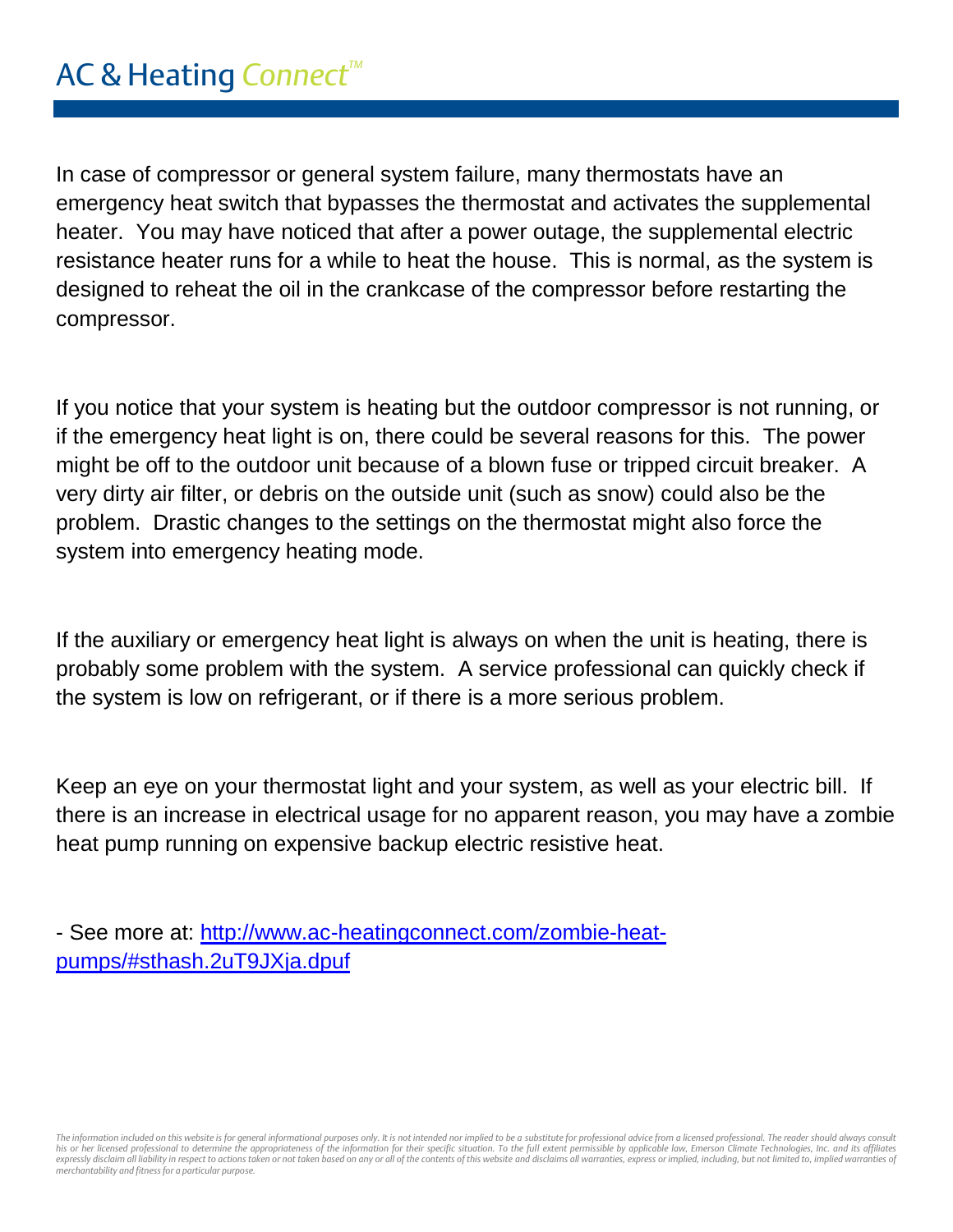In case of compressor or general system failure, many thermostats have an emergency heat switch that bypasses the thermostat and activates the supplemental heater. You may have noticed that after a power outage, the supplemental electric resistance heater runs for a while to heat the house. This is normal, as the system is designed to reheat the oil in the crankcase of the compressor before restarting the compressor.

If you notice that your system is heating but the outdoor compressor is not running, or if the emergency heat light is on, there could be several reasons for this. The power might be off to the outdoor unit because of a blown fuse or tripped circuit breaker. A very dirty air filter, or debris on the outside unit (such as snow) could also be the problem. Drastic changes to the settings on the thermostat might also force the system into emergency heating mode.

If the auxiliary or emergency heat light is always on when the unit is heating, there is probably some problem with the system. A service professional can quickly check if the system is low on refrigerant, or if there is a more serious problem.

Keep an eye on your thermostat light and your system, as well as your electric bill. If there is an increase in electrical usage for no apparent reason, you may have a zombie heat pump running on expensive backup electric resistive heat.

- See more at: [http://www.ac-heatingconnect.com/zombie-heat-pumps/#sthash.2uT9JXja.dpuf](http://www.ac-heatingconnect.com/zombie-heat-pumps/#sthash.2uT9JXja.dpuf)

*The information included on this website is for general informational purposes only. It is not intended nor implied to be a substitute for professional advice from a licensed professional. The reader should always consult his or her licensed professional to determine the appropriateness of the information for their specific situation. To the full extent permissible by applicable law, Emerson Climate Technologies, Inc. and its affiliates expressly disclaim all liability in respect to actions taken or not taken based on any or all of the contents of this website and disclaims all warranties, express or implied, including, but not limited to, implied warranties of merchantability and fitness for a particular purpose.*